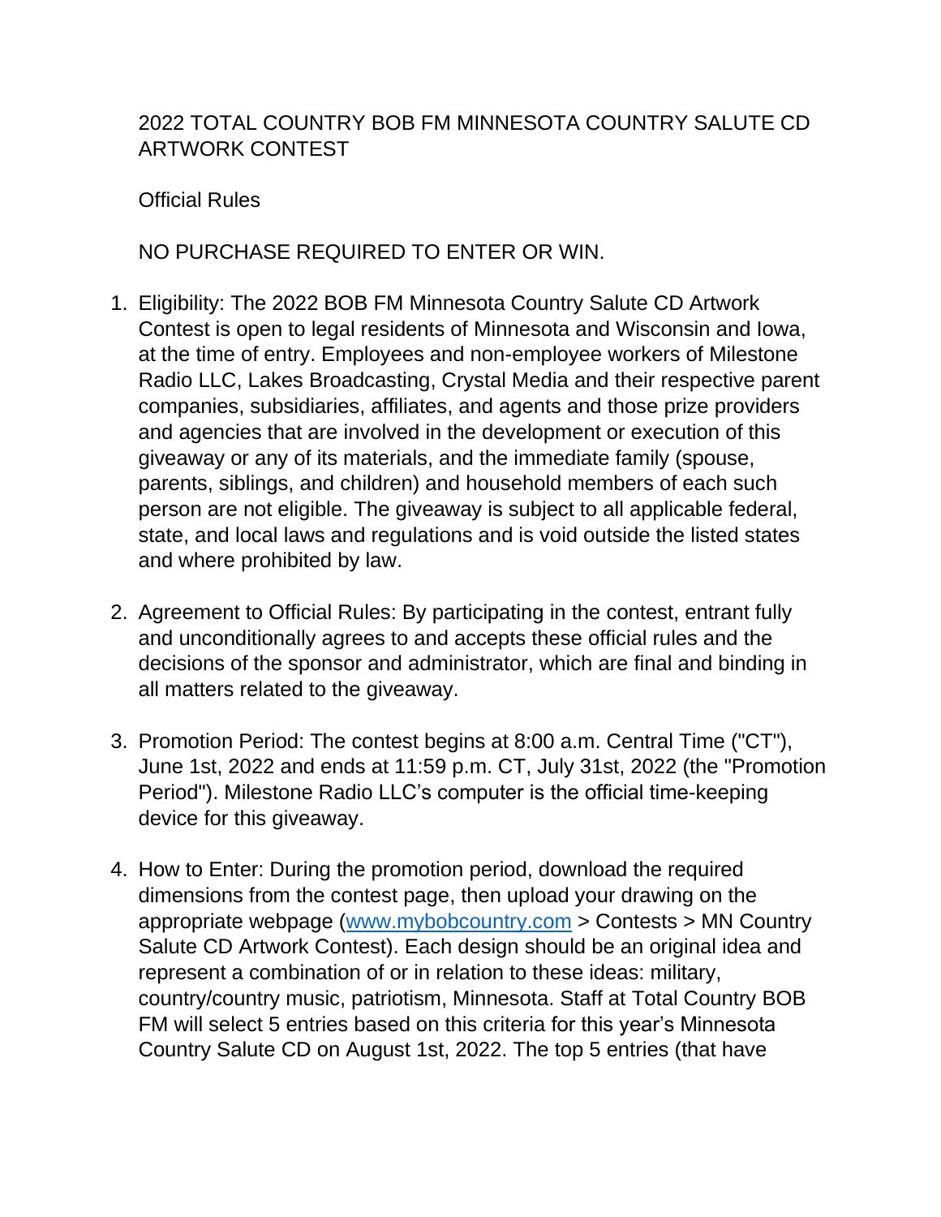# 2022 TOTAL COUNTRY BOB FM MINNESOTA COUNTRY SALUTE CD ARTWORK CONTEST

## Official Rules

NO PURCHASE REQUIRED TO ENTER OR WIN.

1. Eligibility: The 2022 BOB FM Minnesota Country Salute CD Artwork Contest is open to legal residents of Minnesota and Wisconsin and Iowa, at the time of entry. Employees and non-employee workers of Milestone Radio LLC, Lakes Broadcasting, Crystal Media and their respective parent companies, subsidiaries, affiliates, and agents and those prize providers and agencies that are involved in the development or execution of this giveaway or any of its materials, and the immediate family (spouse, parents, siblings, and children) and household members of each such person are not eligible. The giveaway is subject to all applicable federal, state, and local laws and regulations and is void outside the listed states and where prohibited by law.

2. Agreement to Official Rules: By participating in the contest, entrant fully and unconditionally agrees to and accepts these official rules and the decisions of the sponsor and administrator, which are final and binding in all matters related to the giveaway.

3. Promotion Period: The contest begins at 8:00 a.m. Central Time ("CT"), June 1st, 2022 and ends at 11:59 p.m. CT, July 31st, 2022 (the "Promotion Period"). Milestone Radio LLC's computer is the official time-keeping device for this giveaway.

4. How to Enter: During the promotion period, download the required dimensions from the contest page, then upload your drawing on the appropriate webpage ([www.mybobcountry.com](http://www.mybobcountry.com) > Contests > MN Country Salute CD Artwork Contest). Each design should be an original idea and represent a combination of or in relation to these ideas: military, country/country music, patriotism, Minnesota. Staff at Total Country BOB FM will select 5 entries based on this criteria for this year's Minnesota Country Salute CD on August 1st, 2022. The top 5 entries (that have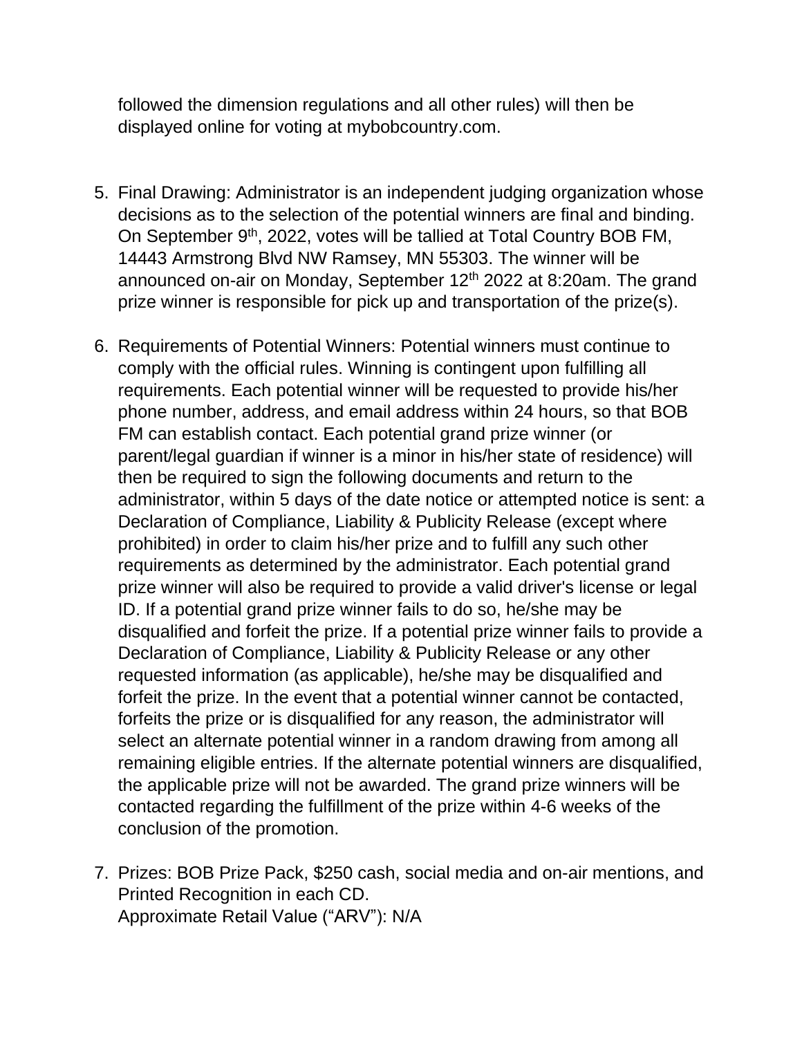followed the dimension regulations and all other rules) will then be displayed online for voting at mybobcountry.com.

5. Final Drawing: Administrator is an independent judging organization whose decisions as to the selection of the potential winners are final and binding. On September 9th, 2022, votes will be tallied at Total Country BOB FM, 14443 Armstrong Blvd NW Ramsey, MN 55303. The winner will be announced on-air on Monday, September 12th 2022 at 8:20am. The grand prize winner is responsible for pick up and transportation of the prize(s).

6. Requirements of Potential Winners: Potential winners must continue to comply with the official rules. Winning is contingent upon fulfilling all requirements. Each potential winner will be requested to provide his/her phone number, address, and email address within 24 hours, so that BOB FM can establish contact. Each potential grand prize winner (or parent/legal guardian if winner is a minor in his/her state of residence) will then be required to sign the following documents and return to the administrator, within 5 days of the date notice or attempted notice is sent: a Declaration of Compliance, Liability & Publicity Release (except where prohibited) in order to claim his/her prize and to fulfill any such other requirements as determined by the administrator. Each potential grand prize winner will also be required to provide a valid driver's license or legal ID. If a potential grand prize winner fails to do so, he/she may be disqualified and forfeit the prize. If a potential prize winner fails to provide a Declaration of Compliance, Liability & Publicity Release or any other requested information (as applicable), he/she may be disqualified and forfeit the prize. In the event that a potential winner cannot be contacted, forfeits the prize or is disqualified for any reason, the administrator will select an alternate potential winner in a random drawing from among all remaining eligible entries. If the alternate potential winners are disqualified, the applicable prize will not be awarded. The grand prize winners will be contacted regarding the fulfillment of the prize within 4-6 weeks of the conclusion of the promotion.

7. Prizes: BOB Prize Pack, $250 cash, social media and on-air mentions, and Printed Recognition in each CD.
   Approximate Retail Value ("ARV"): N/A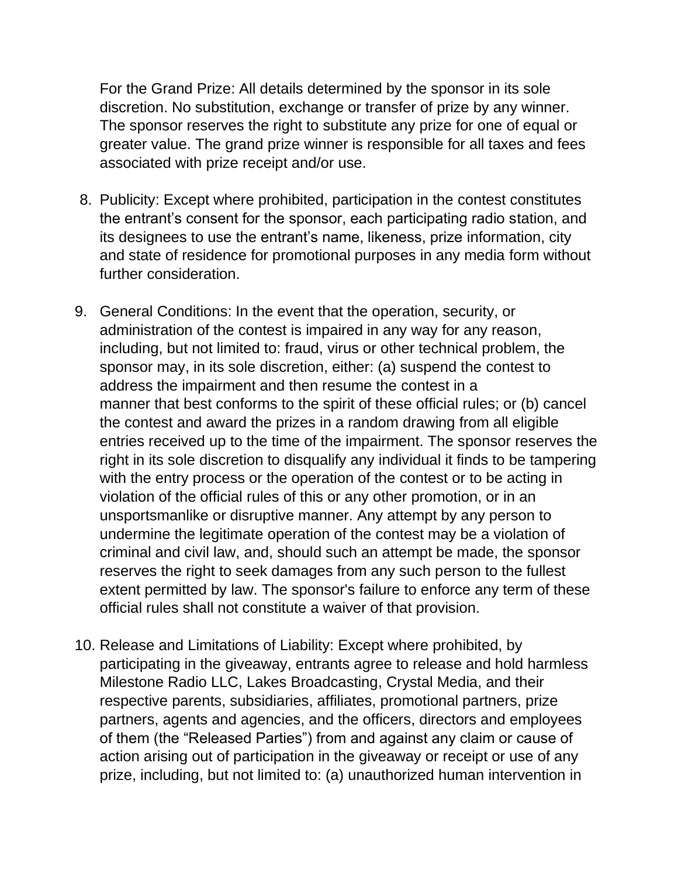For the Grand Prize: All details determined by the sponsor in its sole discretion. No substitution, exchange or transfer of prize by any winner. The sponsor reserves the right to substitute any prize for one of equal or greater value. The grand prize winner is responsible for all taxes and fees associated with prize receipt and/or use.

8. Publicity: Except where prohibited, participation in the contest constitutes the entrant's consent for the sponsor, each participating radio station, and its designees to use the entrant's name, likeness, prize information, city and state of residence for promotional purposes in any media form without further consideration.

9. General Conditions: In the event that the operation, security, or administration of the contest is impaired in any way for any reason, including, but not limited to: fraud, virus or other technical problem, the sponsor may, in its sole discretion, either: (a) suspend the contest to address the impairment and then resume the contest in a manner that best conforms to the spirit of these official rules; or (b) cancel the contest and award the prizes in a random drawing from all eligible entries received up to the time of the impairment. The sponsor reserves the right in its sole discretion to disqualify any individual it finds to be tampering with the entry process or the operation of the contest or to be acting in violation of the official rules of this or any other promotion, or in an unsportsmanlike or disruptive manner. Any attempt by any person to undermine the legitimate operation of the contest may be a violation of criminal and civil law, and, should such an attempt be made, the sponsor reserves the right to seek damages from any such person to the fullest extent permitted by law. The sponsor's failure to enforce any term of these official rules shall not constitute a waiver of that provision.

10. Release and Limitations of Liability: Except where prohibited, by participating in the giveaway, entrants agree to release and hold harmless Milestone Radio LLC, Lakes Broadcasting, Crystal Media, and their respective parents, subsidiaries, affiliates, promotional partners, prize partners, agents and agencies, and the officers, directors and employees of them (the "Released Parties") from and against any claim or cause of action arising out of participation in the giveaway or receipt or use of any prize, including, but not limited to: (a) unauthorized human intervention in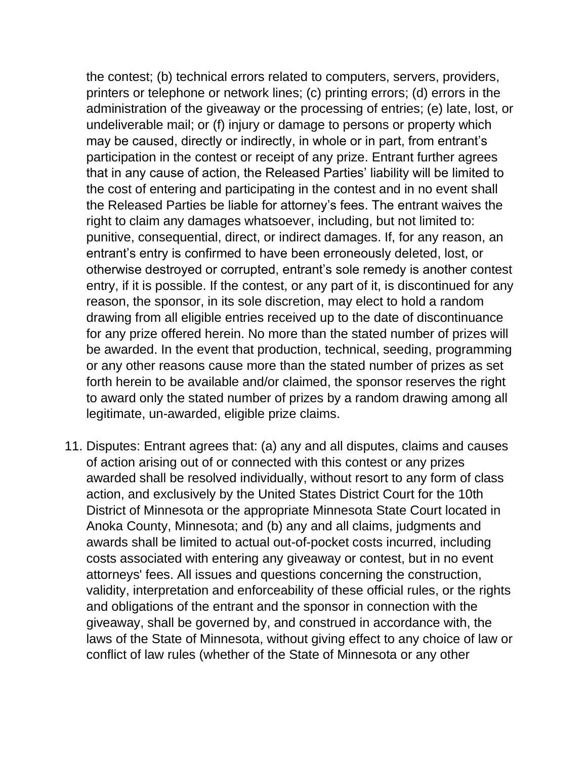the contest; (b) technical errors related to computers, servers, providers, printers or telephone or network lines; (c) printing errors; (d) errors in the administration of the giveaway or the processing of entries; (e) late, lost, or undeliverable mail; or (f) injury or damage to persons or property which may be caused, directly or indirectly, in whole or in part, from entrant's participation in the contest or receipt of any prize. Entrant further agrees that in any cause of action, the Released Parties' liability will be limited to the cost of entering and participating in the contest and in no event shall the Released Parties be liable for attorney's fees. The entrant waives the right to claim any damages whatsoever, including, but not limited to: punitive, consequential, direct, or indirect damages. If, for any reason, an entrant's entry is confirmed to have been erroneously deleted, lost, or otherwise destroyed or corrupted, entrant's sole remedy is another contest entry, if it is possible. If the contest, or any part of it, is discontinued for any reason, the sponsor, in its sole discretion, may elect to hold a random drawing from all eligible entries received up to the date of discontinuance for any prize offered herein. No more than the stated number of prizes will be awarded. In the event that production, technical, seeding, programming or any other reasons cause more than the stated number of prizes as set forth herein to be available and/or claimed, the sponsor reserves the right to award only the stated number of prizes by a random drawing among all legitimate, un-awarded, eligible prize claims.

11. Disputes: Entrant agrees that: (a) any and all disputes, claims and causes of action arising out of or connected with this contest or any prizes awarded shall be resolved individually, without resort to any form of class action, and exclusively by the United States District Court for the 10th District of Minnesota or the appropriate Minnesota State Court located in Anoka County, Minnesota; and (b) any and all claims, judgments and awards shall be limited to actual out-of-pocket costs incurred, including costs associated with entering any giveaway or contest, but in no event attorneys' fees. All issues and questions concerning the construction, validity, interpretation and enforceability of these official rules, or the rights and obligations of the entrant and the sponsor in connection with the giveaway, shall be governed by, and construed in accordance with, the laws of the State of Minnesota, without giving effect to any choice of law or conflict of law rules (whether of the State of Minnesota or any other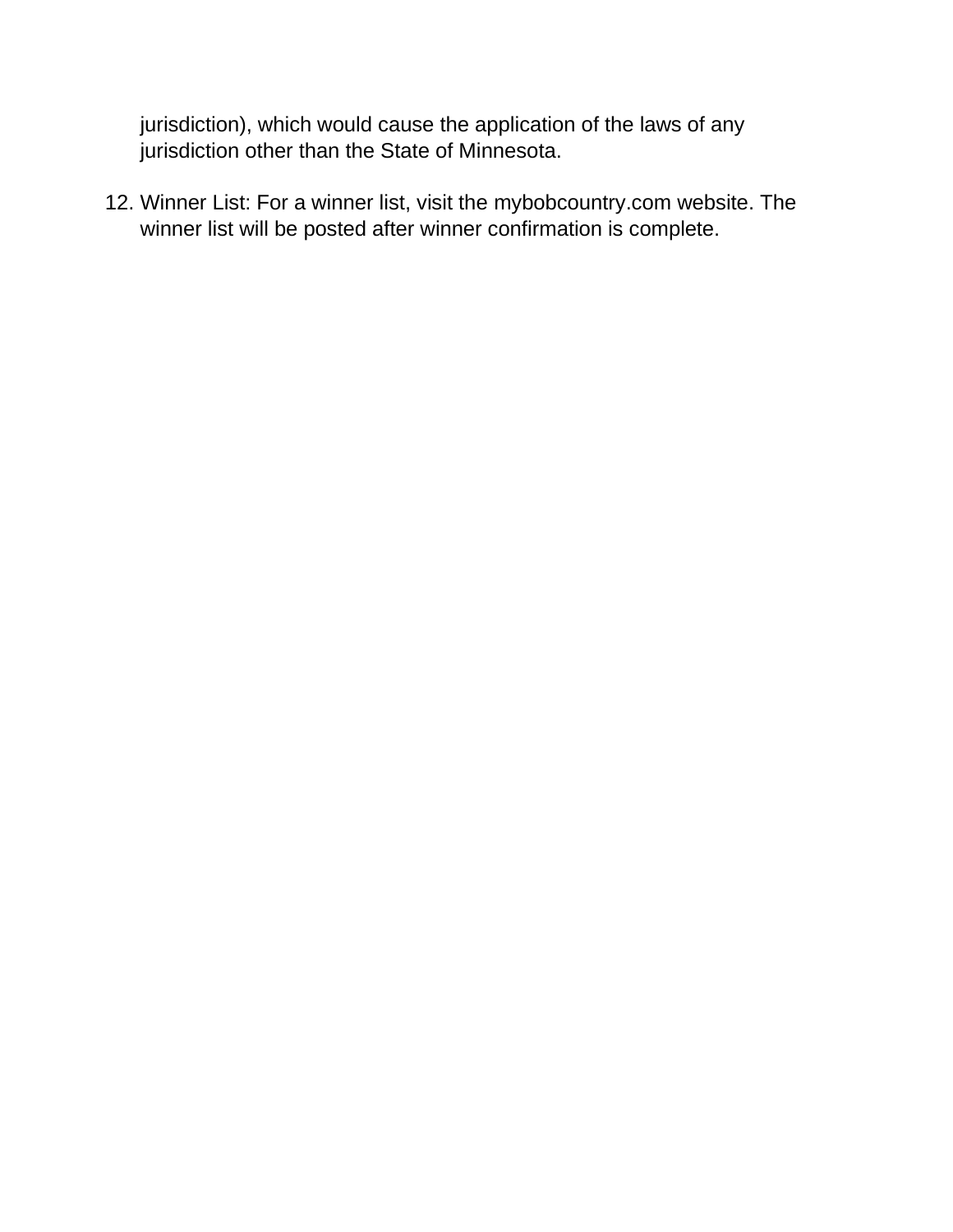jurisdiction), which would cause the application of the laws of any jurisdiction other than the State of Minnesota.

12. Winner List: For a winner list, visit the mybobcountry.com website. The winner list will be posted after winner confirmation is complete.